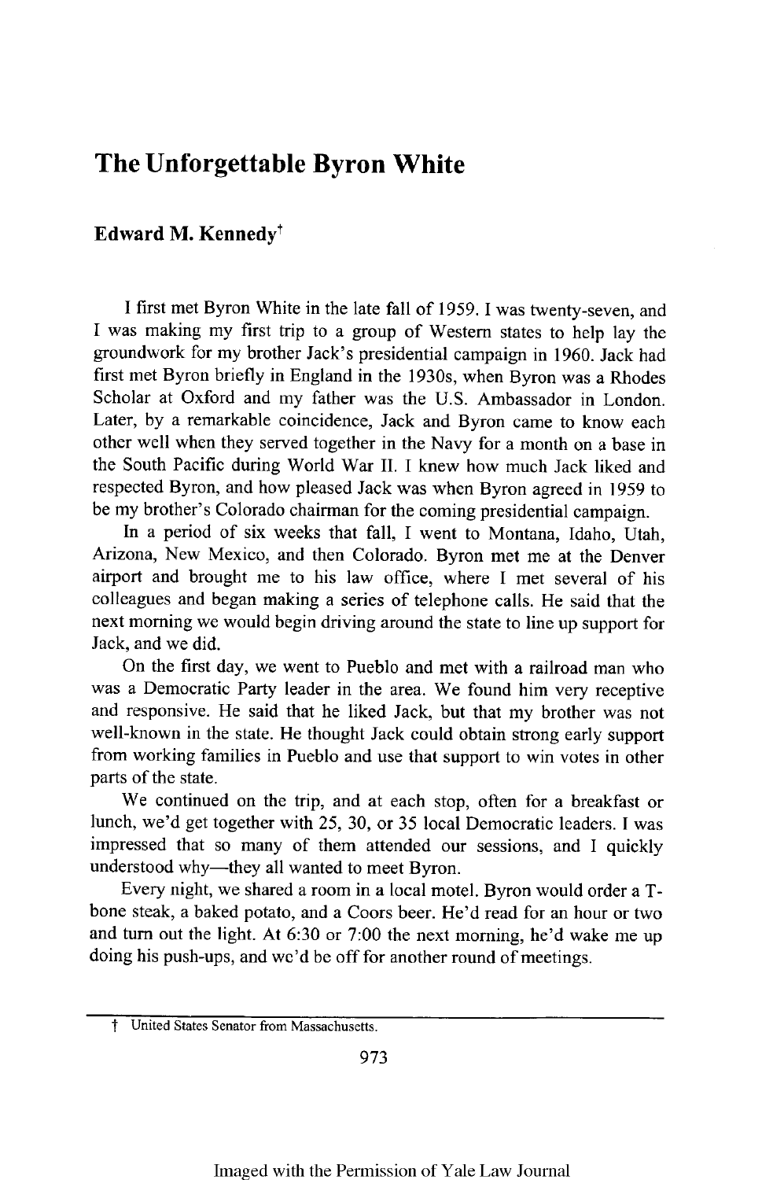# The Unforgettable Byron White

## Edward M. Kennedy[†]

I first met Byron White in the late fall of 1959. I was twenty-seven, and I was making my first trip to a group of Western states to help lay the groundwork for my brother Jack's presidential campaign in 1960. Jack had first met Byron briefly in England in the 1930s, when Byron was a Rhodes Scholar at Oxford and my father was the U.S. Ambassador in London. Later, by a remarkable coincidence, Jack and Byron came to know each other well when they served together in the Navy for a month on a base in the South Pacific during World War II. I knew how much Jack liked and respected Byron, and how pleased Jack was when Byron agreed in 1959 to be my brother's Colorado chairman for the coming presidential campaign.

In a period of six weeks that fall, I went to Montana, Idaho, Utah, Arizona, New Mexico, and then Colorado. Byron met me at the Denver airport and brought me to his law office, where I met several of his colleagues and began making a series of telephone calls. He said that the next morning we would begin driving around the state to line up support for Jack, and we did.

On the first day, we went to Pueblo and met with a railroad man who was a Democratic Party leader in the area. We found him very receptive and responsive. He said that he liked Jack, but that my brother was not well-known in the state. He thought Jack could obtain strong early support from working families in Pueblo and use that support to win votes in other parts of the state.

We continued on the trip, and at each stop, often for a breakfast or lunch, we'd get together with 25, 30, or 35 local Democratic leaders. I was impressed that so many of them attended our sessions, and I quickly understood why—they all wanted to meet Byron.

Every night, we shared a room in a local motel. Byron would order a T-bone steak, a baked potato, and a Coors beer. He'd read for an hour or two and turn out the light. At 6:30 or 7:00 the next morning, he'd wake me up doing his push-ups, and we'd be off for another round of meetings.

---

† United States Senator from Massachusetts.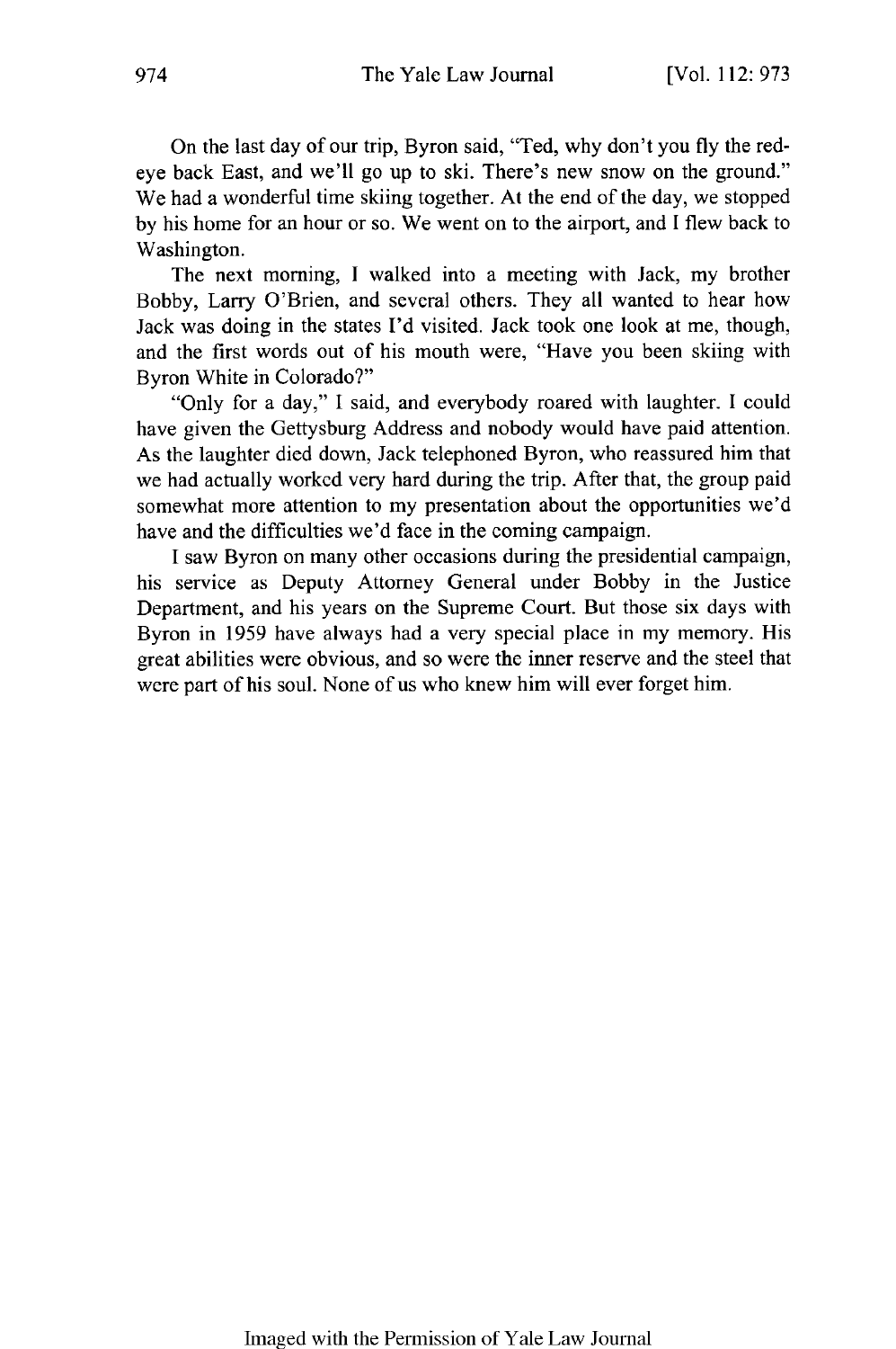On the last day of our trip, Byron said, "Ted, why don't you fly the red-eye back East, and we'll go up to ski. There's new snow on the ground." We had a wonderful time skiing together. At the end of the day, we stopped by his home for an hour or so. We went on to the airport, and I flew back to Washington.

The next morning, I walked into a meeting with Jack, my brother Bobby, Larry O'Brien, and several others. They all wanted to hear how Jack was doing in the states I'd visited. Jack took one look at me, though, and the first words out of his mouth were, "Have you been skiing with Byron White in Colorado?"

"Only for a day," I said, and everybody roared with laughter. I could have given the Gettysburg Address and nobody would have paid attention. As the laughter died down, Jack telephoned Byron, who reassured him that we had actually worked very hard during the trip. After that, the group paid somewhat more attention to my presentation about the opportunities we'd have and the difficulties we'd face in the coming campaign.

I saw Byron on many other occasions during the presidential campaign, his service as Deputy Attorney General under Bobby in the Justice Department, and his years on the Supreme Court. But those six days with Byron in 1959 have always had a very special place in my memory. His great abilities were obvious, and so were the inner reserve and the steel that were part of his soul. None of us who knew him will ever forget him.

Imaged with the Permission of Yale Law Journal